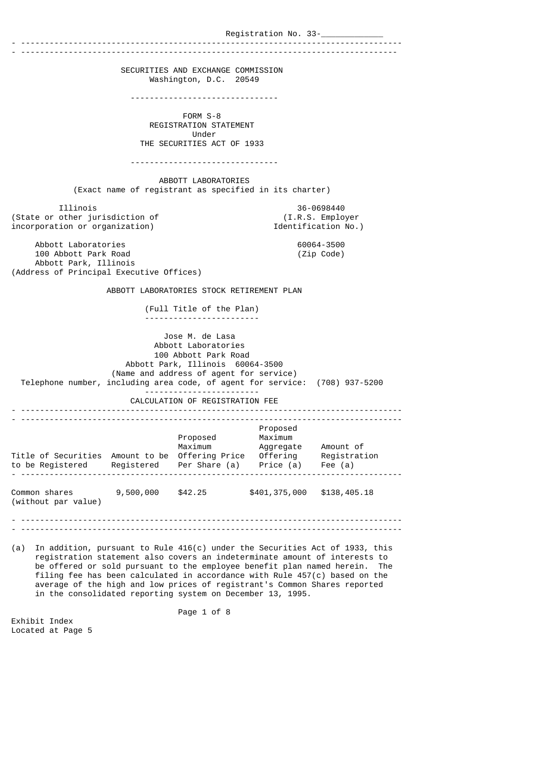Registration No. 33-____________

SECURITIES AND EXCHANGE COMMISSION
Washington, D.C. 20549

---

FORM S-8
REGISTRATION STATEMENT
Under
THE SECURITIES ACT OF 1933

---

ABBOTT LABORATORIES
(Exact name of registrant as specified in its charter)

Illinois
(State or other jurisdiction of incorporation or organization)

36-0698440
(I.R.S. Employer Identification No.)

Abbott Laboratories
100 Abbott Park Road
Abbott Park, Illinois
(Address of Principal Executive Offices)

60064-3500
(Zip Code)

ABBOTT LABORATORIES STOCK RETIREMENT PLAN

(Full Title of the Plan)

---

Jose M. de Lasa
Abbott Laboratories
100 Abbott Park Road
Abbott Park, Illinois 60064-3500
(Name and address of agent for service)
Telephone number, including area code, of agent for service: (708) 937-5200

---

CALCULATION OF REGISTRATION FEE

| Title of Securities to be Registered | Amount to be Registered | Proposed Maximum Offering Price Per Share (a) | Proposed Maximum Aggregate Offering Price (a) | Amount of Registration Fee (a) |
|---|---|---|---|---|
| Common shares (without par value) | 9,500,000 | $42.25 | $401,375,000 | $138,405.18 |

(a) In addition, pursuant to Rule 416(c) under the Securities Act of 1933, this registration statement also covers an indeterminate amount of interests to be offered or sold pursuant to the employee benefit plan named herein. The filing fee has been calculated in accordance with Rule 457(c) based on the average of the high and low prices of registrant's Common Shares reported in the consolidated reporting system on December 13, 1995.

Exhibit Index
Located at Page 5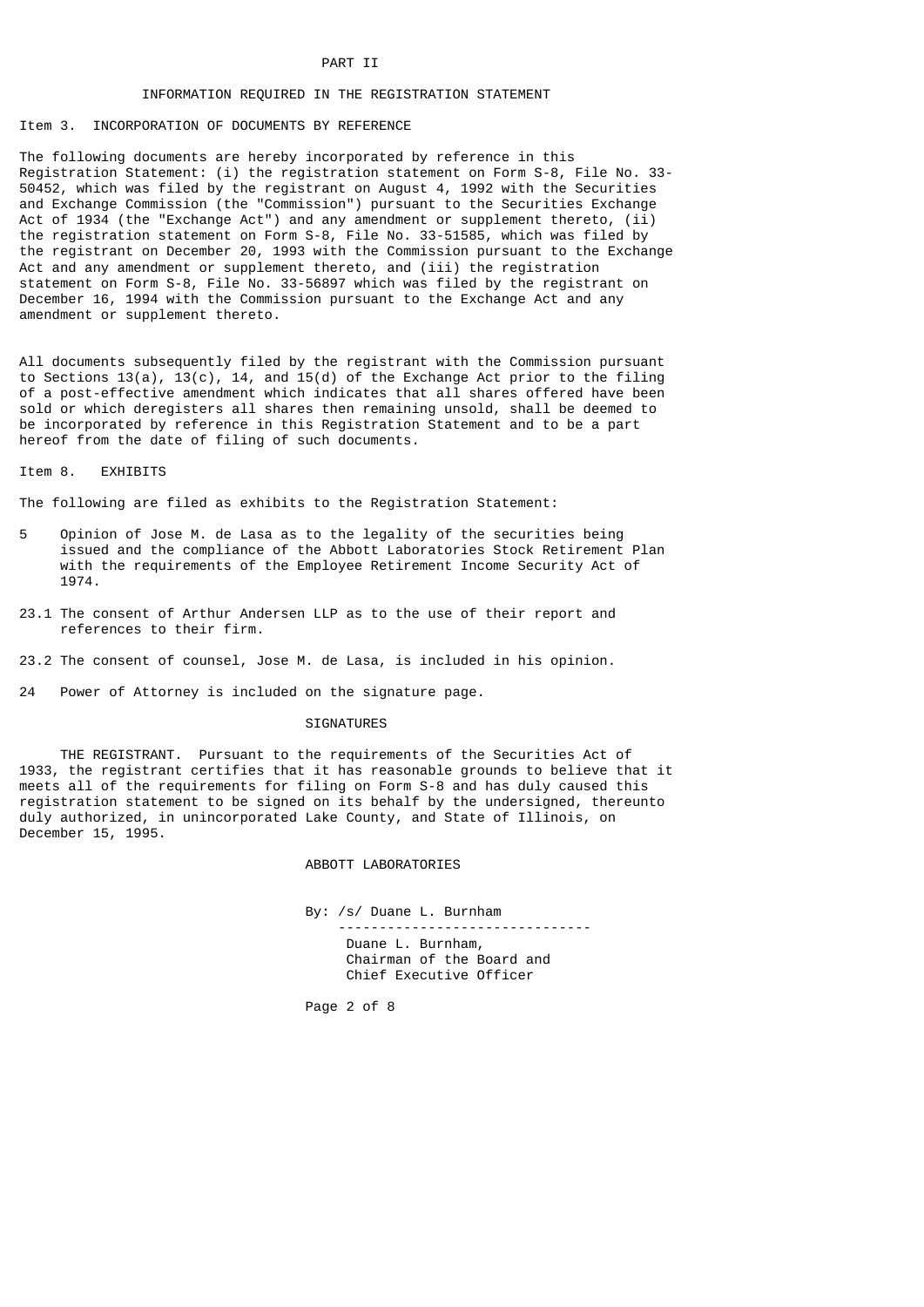# PART II

## INFORMATION REQUIRED IN THE REGISTRATION STATEMENT

### Item 3. INCORPORATION OF DOCUMENTS BY REFERENCE

The following documents are hereby incorporated by reference in this Registration Statement: (i) the registration statement on Form S-8, File No. 33-50452, which was filed by the registrant on August 4, 1992 with the Securities and Exchange Commission (the "Commission") pursuant to the Securities Exchange Act of 1934 (the "Exchange Act") and any amendment or supplement thereto, (ii) the registration statement on Form S-8, File No. 33-51585, which was filed by the registrant on December 20, 1993 with the Commission pursuant to the Exchange Act and any amendment or supplement thereto, and (iii) the registration statement on Form S-8, File No. 33-56897 which was filed by the registrant on December 16, 1994 with the Commission pursuant to the Exchange Act and any amendment or supplement thereto.

All documents subsequently filed by the registrant with the Commission pursuant to Sections 13(a), 13(c), 14, and 15(d) of the Exchange Act prior to the filing of a post-effective amendment which indicates that all shares offered have been sold or which deregisters all shares then remaining unsold, shall be deemed to be incorporated by reference in this Registration Statement and to be a part hereof from the date of filing of such documents.

### Item 8. EXHIBITS

The following are filed as exhibits to the Registration Statement:

5 Opinion of Jose M. de Lasa as to the legality of the securities being issued and the compliance of the Abbott Laboratories Stock Retirement Plan with the requirements of the Employee Retirement Income Security Act of 1974.

23.1 The consent of Arthur Andersen LLP as to the use of their report and references to their firm.

23.2 The consent of counsel, Jose M. de Lasa, is included in his opinion.

24 Power of Attorney is included on the signature page.

## SIGNATURES

THE REGISTRANT. Pursuant to the requirements of the Securities Act of 1933, the registrant certifies that it has reasonable grounds to believe that it meets all of the requirements for filing on Form S-8 and has duly caused this registration statement to be signed on its behalf by the undersigned, thereunto duly authorized, in unincorporated Lake County, and State of Illinois, on December 15, 1995.

ABBOTT LABORATORIES

By: /s/ Duane L. Burnham

Duane L. Burnham,
Chairman of the Board and
Chief Executive Officer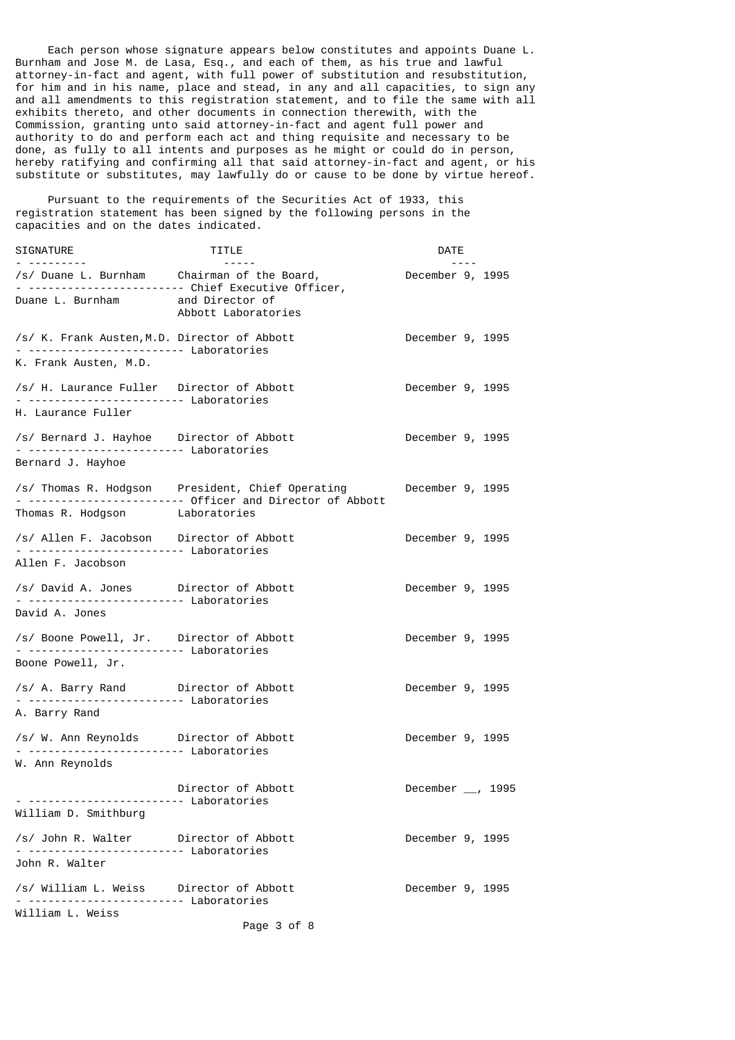Each person whose signature appears below constitutes and appoints Duane L. Burnham and Jose M. de Lasa, Esq., and each of them, as his true and lawful attorney-in-fact and agent, with full power of substitution and resubstitution, for him and in his name, place and stead, in any and all capacities, to sign any and all amendments to this registration statement, and to file the same with all exhibits thereto, and other documents in connection therewith, with the Commission, granting unto said attorney-in-fact and agent full power and authority to do and perform each act and thing requisite and necessary to be done, as fully to all intents and purposes as he might or could do in person, hereby ratifying and confirming all that said attorney-in-fact and agent, or his substitute or substitutes, may lawfully do or cause to be done by virtue hereof.

Pursuant to the requirements of the Securities Act of 1933, this registration statement has been signed by the following persons in the capacities and on the dates indicated.

| SIGNATURE | TITLE | DATE |
| --- | --- | --- |
| /s/ Duane L. Burnham<br>Duane L. Burnham | Chairman of the Board, Chief Executive Officer, and Director of Abbott Laboratories | December 9, 1995 |
| /s/ K. Frank Austen, M.D.<br>K. Frank Austen, M.D. | Director of Abbott Laboratories | December 9, 1995 |
| /s/ H. Laurance Fuller<br>H. Laurance Fuller | Director of Abbott Laboratories | December 9, 1995 |
| /s/ Bernard J. Hayhoe<br>Bernard J. Hayhoe | Director of Abbott Laboratories | December 9, 1995 |
| /s/ Thomas R. Hodgson<br>Thomas R. Hodgson | President, Chief Operating Officer and Director of Abbott Laboratories | December 9, 1995 |
| /s/ Allen F. Jacobson<br>Allen F. Jacobson | Director of Abbott Laboratories | December 9, 1995 |
| /s/ David A. Jones<br>David A. Jones | Director of Abbott Laboratories | December 9, 1995 |
| /s/ Boone Powell, Jr.<br>Boone Powell, Jr. | Director of Abbott Laboratories | December 9, 1995 |
| /s/ A. Barry Rand<br>A. Barry Rand | Director of Abbott Laboratories | December 9, 1995 |
| /s/ W. Ann Reynolds<br>W. Ann Reynolds | Director of Abbott Laboratories | December 9, 1995 |
| William D. Smithburg | Director of Abbott Laboratories | December __, 1995 |
| /s/ John R. Walter<br>John R. Walter | Director of Abbott Laboratories | December 9, 1995 |
| /s/ William L. Weiss<br>William L. Weiss | Director of Abbott Laboratories | December 9, 1995 |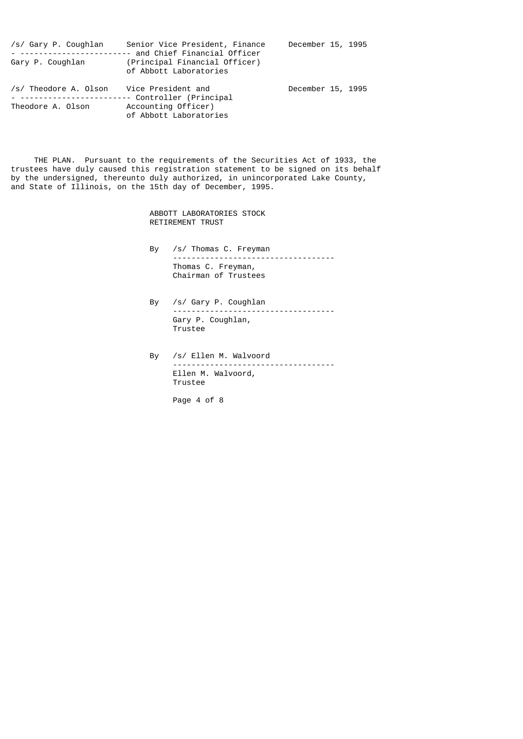| Signature | Title | Date |
|---|---|---|
| /s/ Gary P. Coughlan<br>Gary P. Coughlan | Senior Vice President, Finance and Chief Financial Officer (Principal Financial Officer) of Abbott Laboratories | December 15, 1995 |
| /s/ Theodore A. Olson<br>Theodore A. Olson | Vice President and Controller (Principal Accounting Officer) of Abbott Laboratories | December 15, 1995 |

THE PLAN. Pursuant to the requirements of the Securities Act of 1933, the trustees have duly caused this registration statement to be signed on its behalf by the undersigned, thereunto duly authorized, in unincorporated Lake County, and State of Illinois, on the 15th day of December, 1995.

ABBOTT LABORATORIES STOCK RETIREMENT TRUST

By /s/ Thomas C. Freyman
Thomas C. Freyman,
Chairman of Trustees

By /s/ Gary P. Coughlan
Gary P. Coughlan,
Trustee

By /s/ Ellen M. Walvoord
Ellen M. Walvoord,
Trustee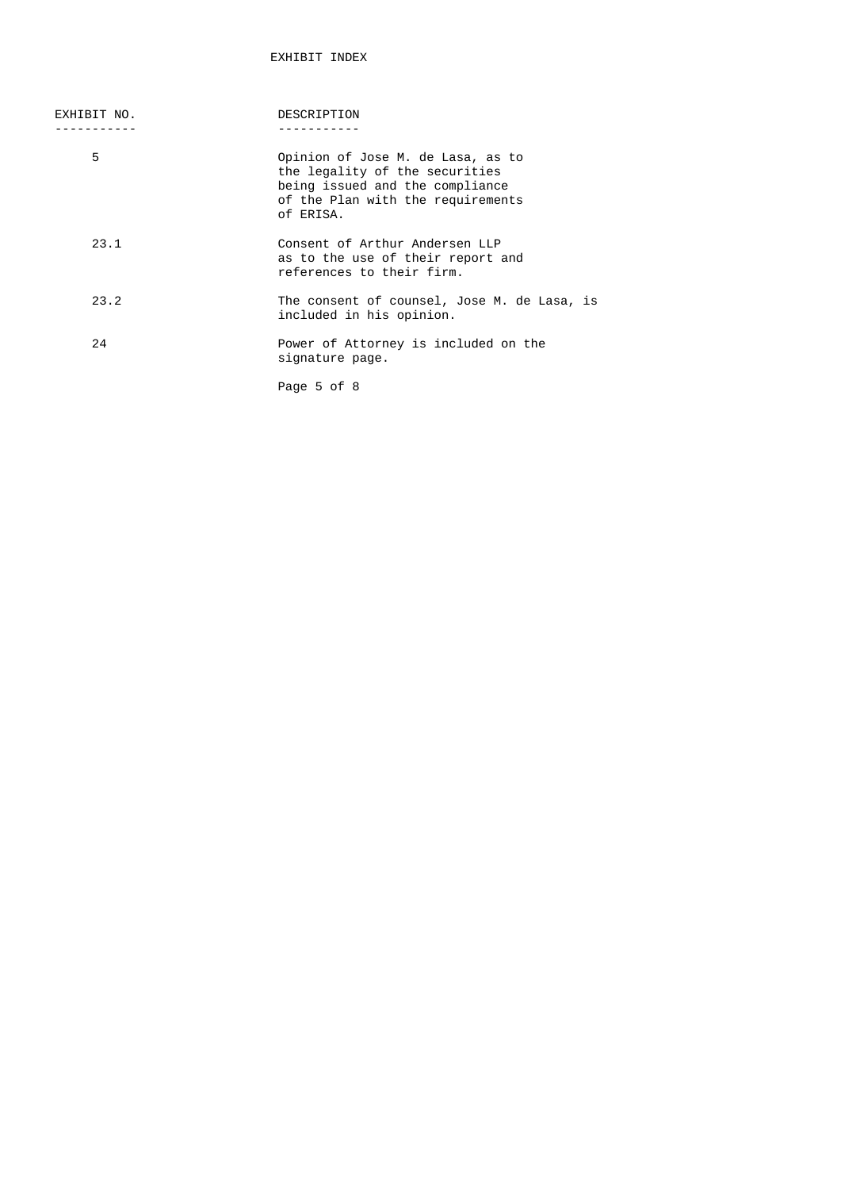# EXHIBIT INDEX

| EXHIBIT NO. | DESCRIPTION |
|---|---|
| 5 | Opinion of Jose M. de Lasa, as to the legality of the securities being issued and the compliance of the Plan with the requirements of ERISA. |
| 23.1 | Consent of Arthur Andersen LLP as to the use of their report and references to their firm. |
| 23.2 | The consent of counsel, Jose M. de Lasa, is included in his opinion. |
| 24 | Power of Attorney is included on the signature page. |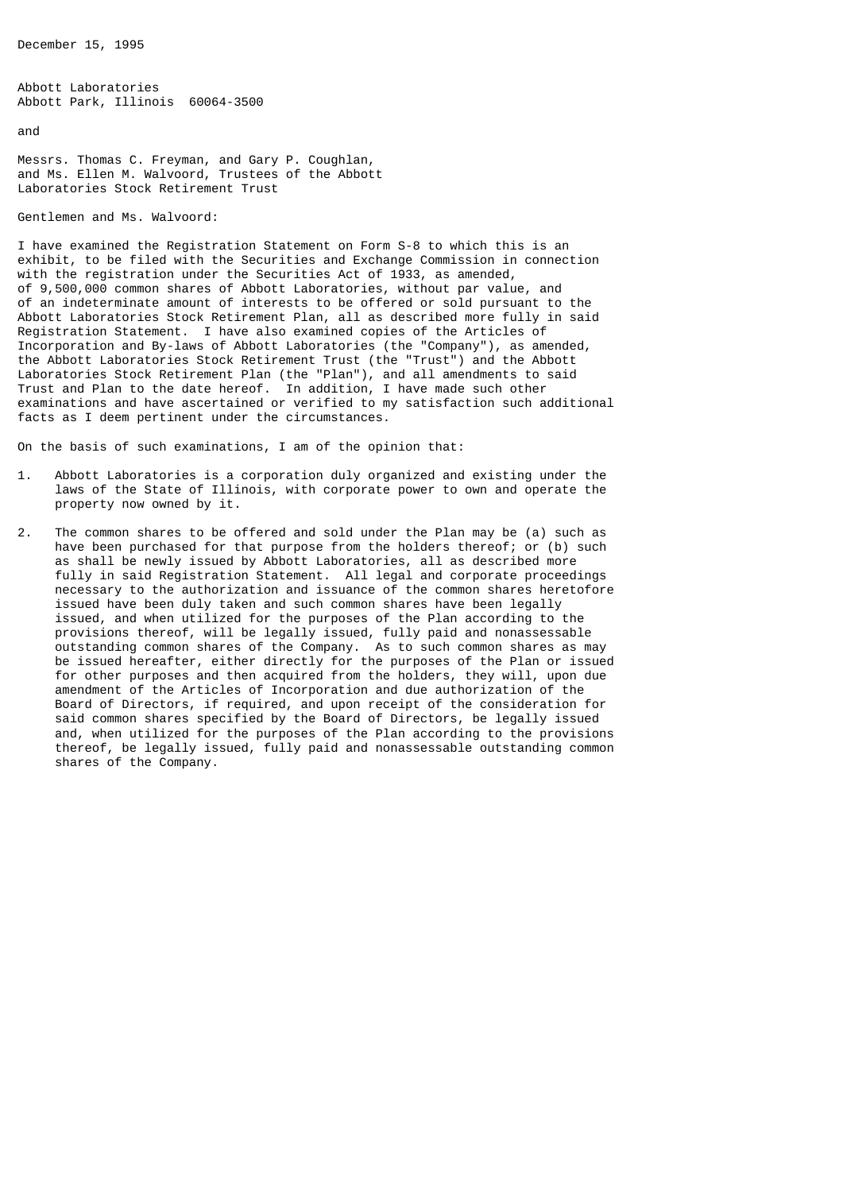December 15, 1995

Abbott Laboratories
Abbott Park, Illinois 60064-3500

and

Messrs. Thomas C. Freyman, and Gary P. Coughlan,
and Ms. Ellen M. Walvoord, Trustees of the Abbott
Laboratories Stock Retirement Trust

Gentlemen and Ms. Walvoord:

I have examined the Registration Statement on Form S-8 to which this is an exhibit, to be filed with the Securities and Exchange Commission in connection with the registration under the Securities Act of 1933, as amended, of 9,500,000 common shares of Abbott Laboratories, without par value, and of an indeterminate amount of interests to be offered or sold pursuant to the Abbott Laboratories Stock Retirement Plan, all as described more fully in said Registration Statement. I have also examined copies of the Articles of Incorporation and By-laws of Abbott Laboratories (the "Company"), as amended, the Abbott Laboratories Stock Retirement Trust (the "Trust") and the Abbott Laboratories Stock Retirement Plan (the "Plan"), and all amendments to said Trust and Plan to the date hereof. In addition, I have made such other examinations and have ascertained or verified to my satisfaction such additional facts as I deem pertinent under the circumstances.

On the basis of such examinations, I am of the opinion that:

1. Abbott Laboratories is a corporation duly organized and existing under the laws of the State of Illinois, with corporate power to own and operate the property now owned by it.

2. The common shares to be offered and sold under the Plan may be (a) such as have been purchased for that purpose from the holders thereof; or (b) such as shall be newly issued by Abbott Laboratories, all as described more fully in said Registration Statement. All legal and corporate proceedings necessary to the authorization and issuance of the common shares heretofore issued have been duly taken and such common shares have been legally issued, and when utilized for the purposes of the Plan according to the provisions thereof, will be legally issued, fully paid and nonassessable outstanding common shares of the Company. As to such common shares as may be issued hereafter, either directly for the purposes of the Plan or issued for other purposes and then acquired from the holders, they will, upon due amendment of the Articles of Incorporation and due authorization of the Board of Directors, if required, and upon receipt of the consideration for said common shares specified by the Board of Directors, be legally issued and, when utilized for the purposes of the Plan according to the provisions thereof, be legally issued, fully paid and nonassessable outstanding common shares of the Company.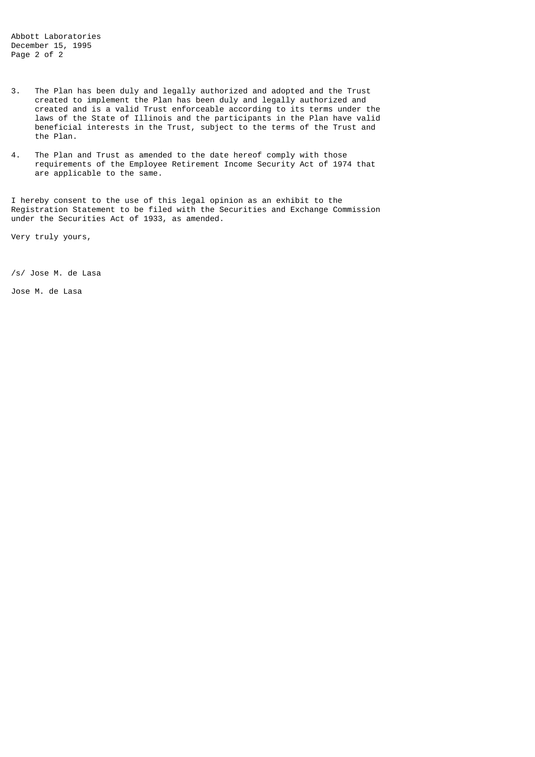3. The Plan has been duly and legally authorized and adopted and the Trust created to implement the Plan has been duly and legally authorized and created and is a valid Trust enforceable according to its terms under the laws of the State of Illinois and the participants in the Plan have valid beneficial interests in the Trust, subject to the terms of the Trust and the Plan.

4. The Plan and Trust as amended to the date hereof comply with those requirements of the Employee Retirement Income Security Act of 1974 that are applicable to the same.

I hereby consent to the use of this legal opinion as an exhibit to the Registration Statement to be filed with the Securities and Exchange Commission under the Securities Act of 1933, as amended.

Very truly yours,

/s/ Jose M. de Lasa

Jose M. de Lasa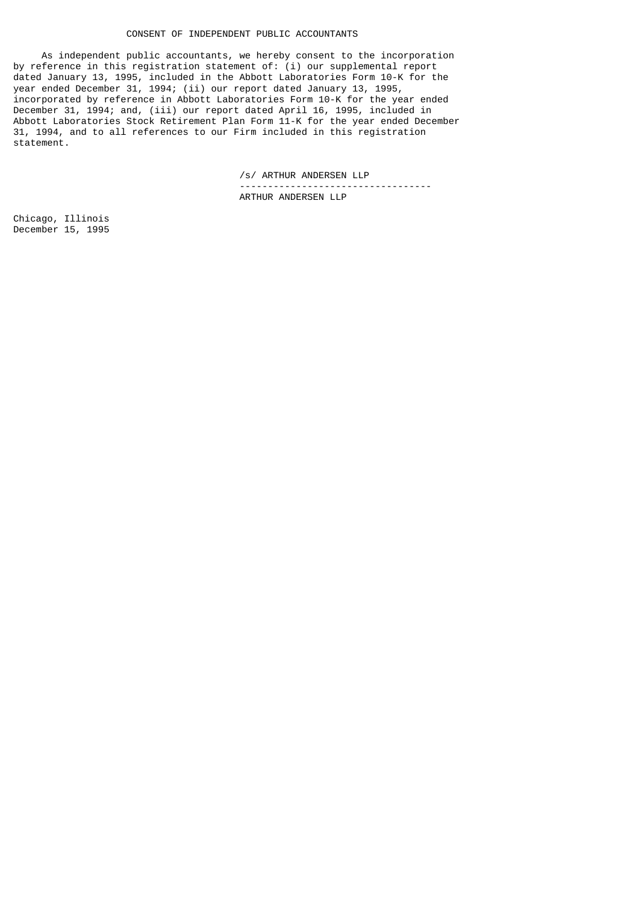# CONSENT OF INDEPENDENT PUBLIC ACCOUNTANTS

As independent public accountants, we hereby consent to the incorporation by reference in this registration statement of: (i) our supplemental report dated January 13, 1995, included in the Abbott Laboratories Form 10-K for the year ended December 31, 1994; (ii) our report dated January 13, 1995, incorporated by reference in Abbott Laboratories Form 10-K for the year ended December 31, 1994; and, (iii) our report dated April 16, 1995, included in Abbott Laboratories Stock Retirement Plan Form 11-K for the year ended December 31, 1994, and to all references to our Firm included in this registration statement.

/s/ ARTHUR ANDERSEN LLP

---

ARTHUR ANDERSEN LLP

Chicago, Illinois
December 15, 1995